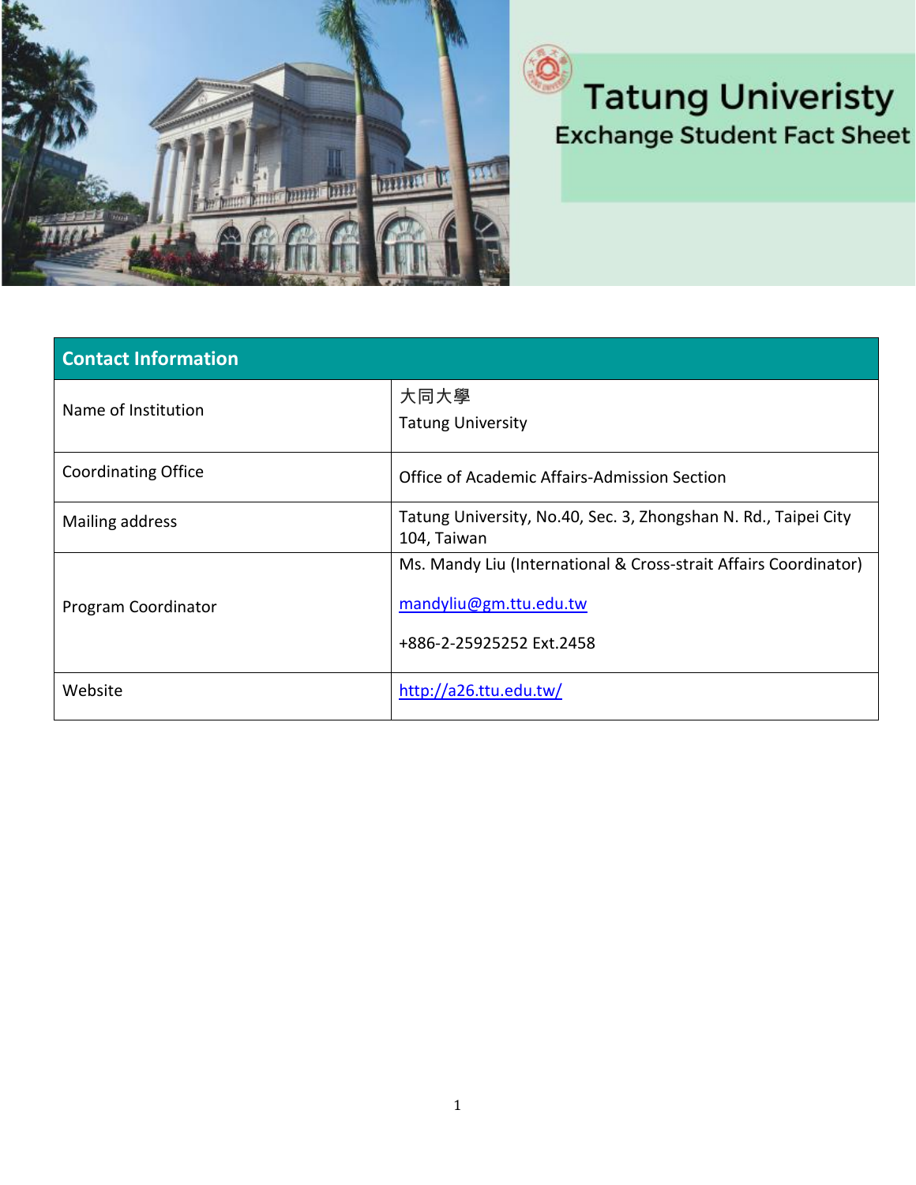# Tatung Univeristy

## Exchange Student Fact Sheet

| Contact Information | |
|---|---|
| Name of Institution | 大同大學<br>Tatung University |
| Coordinating Office | Office of Academic Affairs-Admission Section |
| Mailing address | Tatung University, No.40, Sec. 3, Zhongshan N. Rd., Taipei City 104, Taiwan |
| Program Coordinator | Ms. Mandy Liu (International & Cross-strait Affairs Coordinator)<br>mandyliu@gm.ttu.edu.tw<br>+886-2-25925252 Ext.2458 |
| Website | http://a26.ttu.edu.tw/ |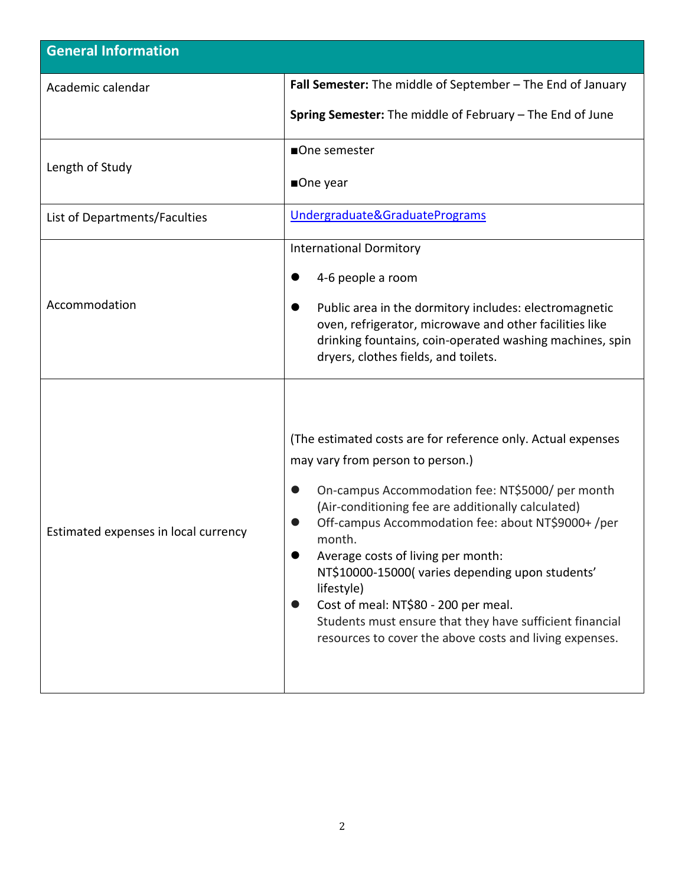| General Information | |
|---|---|
| Academic calendar | **Fall Semester:** The middle of September – The End of January<br><br>**Spring Semester:** The middle of February – The End of June |
| Length of Study | ■One semester<br><br>■One year |
| List of Departments/Faculties | [Undergraduate&GraduatePrograms]() |
| Accommodation | International Dormitory<br><br>● 4-6 people a room<br><br>● Public area in the dormitory includes: electromagnetic oven, refrigerator, microwave and other facilities like drinking fountains, coin-operated washing machines, spin dryers, clothes fields, and toilets. |
| Estimated expenses in local currency | (The estimated costs are for reference only. Actual expenses may vary from person to person.)<br><br>● On-campus Accommodation fee: NT$5000/ per month (Air-conditioning fee are additionally calculated)<br>● Off-campus Accommodation fee: about NT$9000+ /per month.<br>● Average costs of living per month: NT$10000-15000( varies depending upon students' lifestyle)<br>● Cost of meal: NT$80 - 200 per meal.<br>Students must ensure that they have sufficient financial resources to cover the above costs and living expenses. |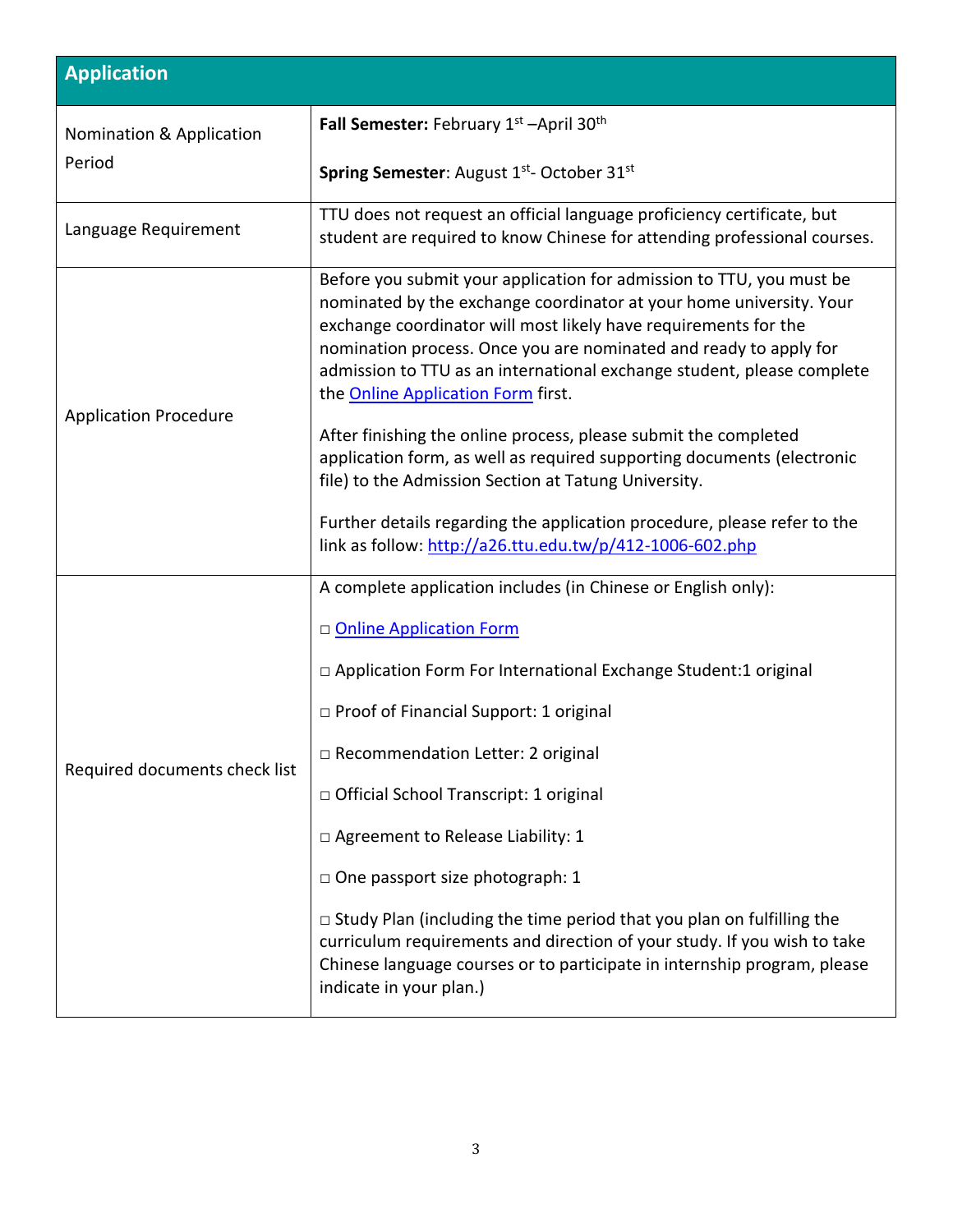| Application | |
|---|---|
| Nomination & Application Period | **Fall Semester:** February 1st –April 30th<br><br>**Spring Semester**: August 1st- October 31st |
| Language Requirement | TTU does not request an official language proficiency certificate, but student are required to know Chinese for attending professional courses. |
| Application Procedure | Before you submit your application for admission to TTU, you must be nominated by the exchange coordinator at your home university. Your exchange coordinator will most likely have requirements for the nomination process. Once you are nominated and ready to apply for admission to TTU as an international exchange student, please complete the Online Application Form first.<br><br>After finishing the online process, please submit the completed application form, as well as required supporting documents (electronic file) to the Admission Section at Tatung University.<br><br>Further details regarding the application procedure, please refer to the link as follow: http://a26.ttu.edu.tw/p/412-1006-602.php |
| Required documents check list | A complete application includes (in Chinese or English only):<br><br>□ Online Application Form<br><br>□ Application Form For International Exchange Student:1 original<br><br>□ Proof of Financial Support: 1 original<br><br>□ Recommendation Letter: 2 original<br><br>□ Official School Transcript: 1 original<br><br>□ Agreement to Release Liability: 1<br><br>□ One passport size photograph: 1<br><br>□ Study Plan (including the time period that you plan on fulfilling the curriculum requirements and direction of your study. If you wish to take Chinese language courses or to participate in internship program, please indicate in your plan.) |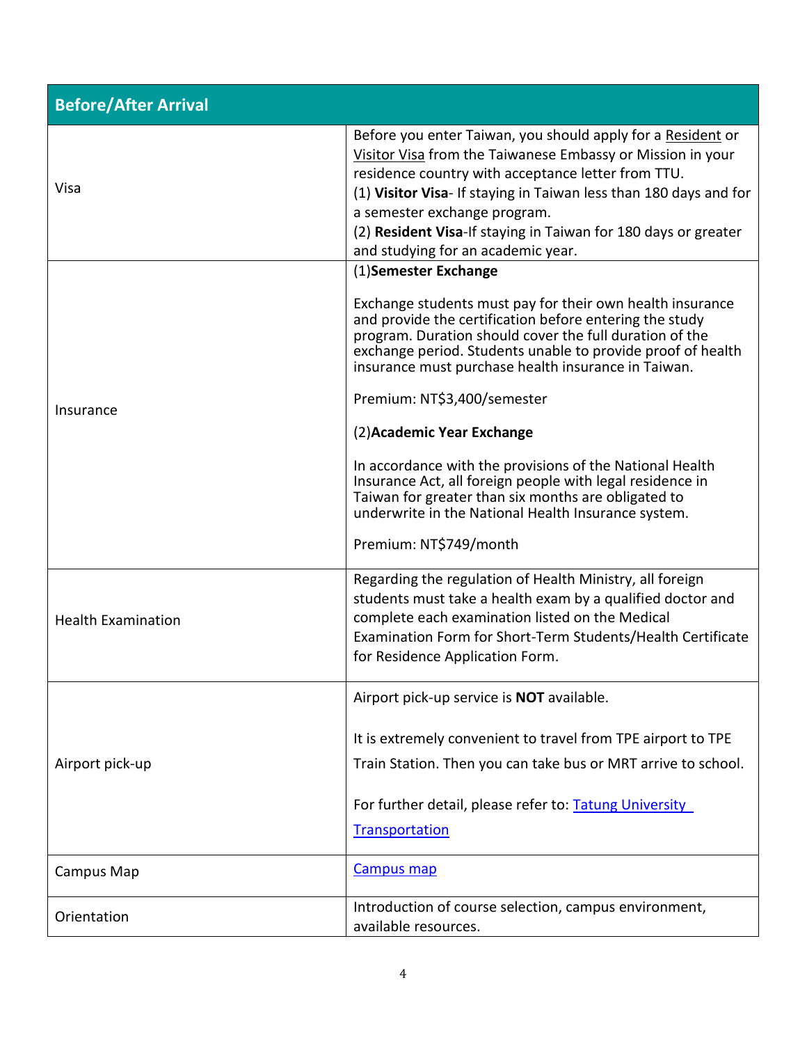| Before/After Arrival | |
|---|---|
| Visa | Before you enter Taiwan, you should apply for a Resident or Visitor Visa from the Taiwanese Embassy or Mission in your residence country with acceptance letter from TTU.<br>(1) **Visitor Visa**- If staying in Taiwan less than 180 days and for a semester exchange program.<br>(2) **Resident Visa**-If staying in Taiwan for 180 days or greater and studying for an academic year. |
| Insurance | (1)**Semester Exchange**<br><br>Exchange students must pay for their own health insurance and provide the certification before entering the study program. Duration should cover the full duration of the exchange period. Students unable to provide proof of health insurance must purchase health insurance in Taiwan.<br><br>Premium: NT$3,400/semester<br><br>(2)**Academic Year Exchange**<br><br>In accordance with the provisions of the National Health Insurance Act, all foreign people with legal residence in Taiwan for greater than six months are obligated to underwrite in the National Health Insurance system.<br><br>Premium: NT$749/month |
| Health Examination | Regarding the regulation of Health Ministry, all foreign students must take a health exam by a qualified doctor and complete each examination listed on the Medical Examination Form for Short-Term Students/Health Certificate for Residence Application Form. |
| Airport pick-up | Airport pick-up service is **NOT** available.<br><br>It is extremely convenient to travel from TPE airport to TPE Train Station. Then you can take bus or MRT arrive to school.<br><br>For further detail, please refer to: Tatung University Transportation |
| Campus Map | Campus map |
| Orientation | Introduction of course selection, campus environment, available resources. |